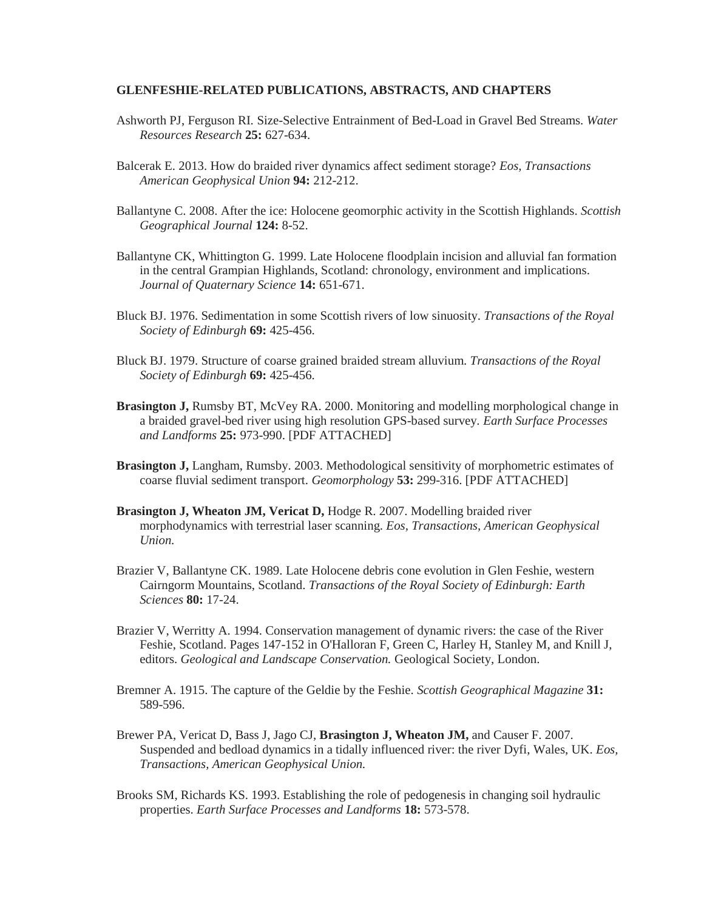**GLENFESHIE-RELATED PUBLICATIONS, ABSTRACTS, AND CHAPTERS**

Ashworth PJ, Ferguson RI. Size-Selective Entrainment of Bed-Load in Gravel Bed Streams. *Water Resources Research* **25:** 627-634.

Balcerak E. 2013. How do braided river dynamics affect sediment storage? *Eos, Transactions American Geophysical Union* **94:** 212-212.

Ballantyne C. 2008. After the ice: Holocene geomorphic activity in the Scottish Highlands. *Scottish Geographical Journal* **124:** 8-52.

Ballantyne CK, Whittington G. 1999. Late Holocene floodplain incision and alluvial fan formation in the central Grampian Highlands, Scotland: chronology, environment and implications. *Journal of Quaternary Science* **14:** 651-671.

Bluck BJ. 1976. Sedimentation in some Scottish rivers of low sinuosity. *Transactions of the Royal Society of Edinburgh* **69:** 425-456.

Bluck BJ. 1979. Structure of coarse grained braided stream alluvium. *Transactions of the Royal Society of Edinburgh* **69:** 425-456.

**Brasington J,** Rumsby BT, McVey RA. 2000. Monitoring and modelling morphological change in a braided gravel-bed river using high resolution GPS-based survey. *Earth Surface Processes and Landforms* **25:** 973-990. [PDF ATTACHED]

**Brasington J,** Langham, Rumsby. 2003. Methodological sensitivity of morphometric estimates of coarse fluvial sediment transport. *Geomorphology* **53:** 299-316. [PDF ATTACHED]

**Brasington J, Wheaton JM, Vericat D,** Hodge R. 2007. Modelling braided river morphodynamics with terrestrial laser scanning. *Eos, Transactions, American Geophysical Union.*

Brazier V, Ballantyne CK. 1989. Late Holocene debris cone evolution in Glen Feshie, western Cairngorm Mountains, Scotland. *Transactions of the Royal Society of Edinburgh: Earth Sciences* **80:** 17-24.

Brazier V, Werritty A. 1994. Conservation management of dynamic rivers: the case of the River Feshie, Scotland. Pages 147-152 in O'Halloran F, Green C, Harley H, Stanley M, and Knill J, editors. *Geological and Landscape Conservation.* Geological Society, London.

Bremner A. 1915. The capture of the Geldie by the Feshie. *Scottish Geographical Magazine* **31:** 589-596.

Brewer PA, Vericat D, Bass J, Jago CJ, **Brasington J, Wheaton JM,** and Causer F. 2007. Suspended and bedload dynamics in a tidally influenced river: the river Dyfi, Wales, UK. *Eos, Transactions, American Geophysical Union.*

Brooks SM, Richards KS. 1993. Establishing the role of pedogenesis in changing soil hydraulic properties. *Earth Surface Processes and Landforms* **18:** 573-578.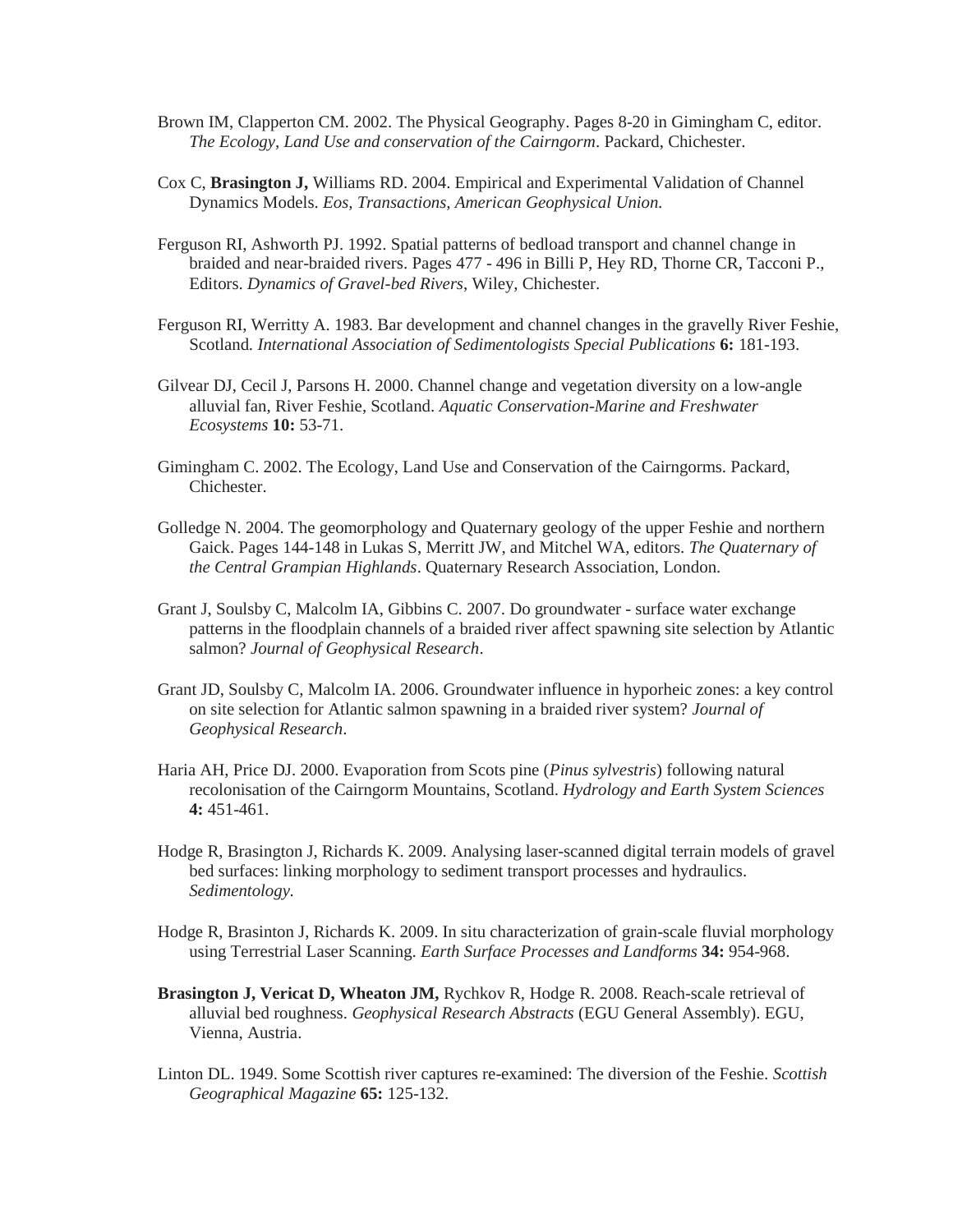Brown IM, Clapperton CM. 2002. The Physical Geography. Pages 8-20 in Gimingham C, editor. *The Ecology, Land Use and conservation of the Cairngorm*. Packard, Chichester.

Cox C, **Brasington J,** Williams RD. 2004. Empirical and Experimental Validation of Channel Dynamics Models. *Eos, Transactions, American Geophysical Union.*

Ferguson RI, Ashworth PJ. 1992. Spatial patterns of bedload transport and channel change in braided and near-braided rivers. Pages 477 - 496 in Billi P, Hey RD, Thorne CR, Tacconi P., Editors. *Dynamics of Gravel-bed Rivers*, Wiley, Chichester.

Ferguson RI, Werritty A. 1983. Bar development and channel changes in the gravelly River Feshie, Scotland. *International Association of Sedimentologists Special Publications* **6:** 181-193.

Gilvear DJ, Cecil J, Parsons H. 2000. Channel change and vegetation diversity on a low-angle alluvial fan, River Feshie, Scotland. *Aquatic Conservation-Marine and Freshwater Ecosystems* **10:** 53-71.

Gimingham C. 2002. The Ecology, Land Use and Conservation of the Cairngorms. Packard, Chichester.

Golledge N. 2004. The geomorphology and Quaternary geology of the upper Feshie and northern Gaick. Pages 144-148 in Lukas S, Merritt JW, and Mitchel WA, editors. *The Quaternary of the Central Grampian Highlands*. Quaternary Research Association, London.

Grant J, Soulsby C, Malcolm IA, Gibbins C. 2007. Do groundwater - surface water exchange patterns in the floodplain channels of a braided river affect spawning site selection by Atlantic salmon? *Journal of Geophysical Research*.

Grant JD, Soulsby C, Malcolm IA. 2006. Groundwater influence in hyporheic zones: a key control on site selection for Atlantic salmon spawning in a braided river system? *Journal of Geophysical Research*.

Haria AH, Price DJ. 2000. Evaporation from Scots pine (*Pinus sylvestris*) following natural recolonisation of the Cairngorm Mountains, Scotland. *Hydrology and Earth System Sciences* **4:** 451-461.

Hodge R, Brasington J, Richards K. 2009. Analysing laser-scanned digital terrain models of gravel bed surfaces: linking morphology to sediment transport processes and hydraulics. *Sedimentology.*

Hodge R, Brasinton J, Richards K. 2009. In situ characterization of grain-scale fluvial morphology using Terrestrial Laser Scanning. *Earth Surface Processes and Landforms* **34:** 954-968.

**Brasington J, Vericat D, Wheaton JM,** Rychkov R, Hodge R. 2008. Reach-scale retrieval of alluvial bed roughness. *Geophysical Research Abstracts* (EGU General Assembly). EGU, Vienna, Austria.

Linton DL. 1949. Some Scottish river captures re-examined: The diversion of the Feshie. *Scottish Geographical Magazine* **65:** 125-132.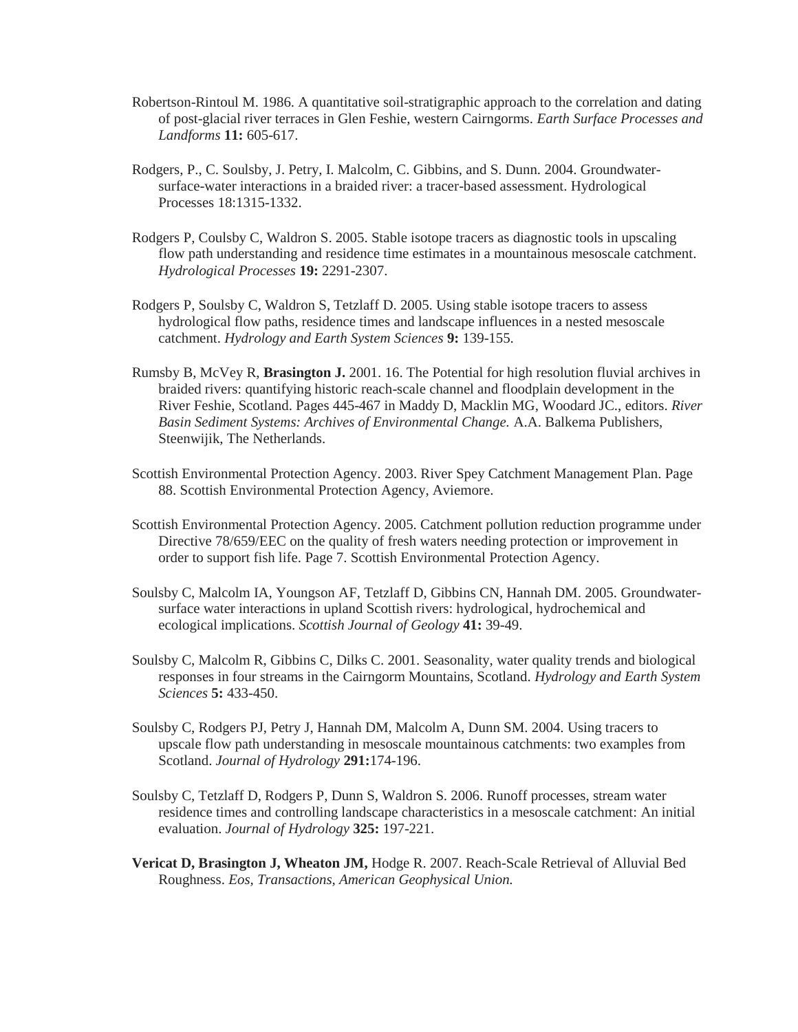Robertson-Rintoul M. 1986. A quantitative soil-stratigraphic approach to the correlation and dating of post-glacial river terraces in Glen Feshie, western Cairngorms. *Earth Surface Processes and Landforms* **11:** 605-617.

Rodgers, P., C. Soulsby, J. Petry, I. Malcolm, C. Gibbins, and S. Dunn. 2004. Groundwater-surface-water interactions in a braided river: a tracer-based assessment. Hydrological Processes 18:1315-1332.

Rodgers P, Coulsby C, Waldron S. 2005. Stable isotope tracers as diagnostic tools in upscaling flow path understanding and residence time estimates in a mountainous mesoscale catchment. *Hydrological Processes* **19:** 2291-2307.

Rodgers P, Soulsby C, Waldron S, Tetzlaff D. 2005. Using stable isotope tracers to assess hydrological flow paths, residence times and landscape influences in a nested mesoscale catchment. *Hydrology and Earth System Sciences* **9:** 139-155.

Rumsby B, McVey R, **Brasington J.** 2001. 16. The Potential for high resolution fluvial archives in braided rivers: quantifying historic reach-scale channel and floodplain development in the River Feshie, Scotland. Pages 445-467 in Maddy D, Macklin MG, Woodard JC., editors. *River Basin Sediment Systems: Archives of Environmental Change.* A.A. Balkema Publishers, Steenwijik, The Netherlands.

Scottish Environmental Protection Agency. 2003. River Spey Catchment Management Plan. Page 88. Scottish Environmental Protection Agency, Aviemore.

Scottish Environmental Protection Agency. 2005. Catchment pollution reduction programme under Directive 78/659/EEC on the quality of fresh waters needing protection or improvement in order to support fish life. Page 7. Scottish Environmental Protection Agency.

Soulsby C, Malcolm IA, Youngson AF, Tetzlaff D, Gibbins CN, Hannah DM. 2005. Groundwater-surface water interactions in upland Scottish rivers: hydrological, hydrochemical and ecological implications. *Scottish Journal of Geology* **41:** 39-49.

Soulsby C, Malcolm R, Gibbins C, Dilks C. 2001. Seasonality, water quality trends and biological responses in four streams in the Cairngorm Mountains, Scotland. *Hydrology and Earth System Sciences* **5:** 433-450.

Soulsby C, Rodgers PJ, Petry J, Hannah DM, Malcolm A, Dunn SM. 2004. Using tracers to upscale flow path understanding in mesoscale mountainous catchments: two examples from Scotland. *Journal of Hydrology* **291:**174-196.

Soulsby C, Tetzlaff D, Rodgers P, Dunn S, Waldron S. 2006. Runoff processes, stream water residence times and controlling landscape characteristics in a mesoscale catchment: An initial evaluation. *Journal of Hydrology* **325:** 197-221.

**Vericat D, Brasington J, Wheaton JM,** Hodge R. 2007. Reach-Scale Retrieval of Alluvial Bed Roughness. *Eos, Transactions, American Geophysical Union.*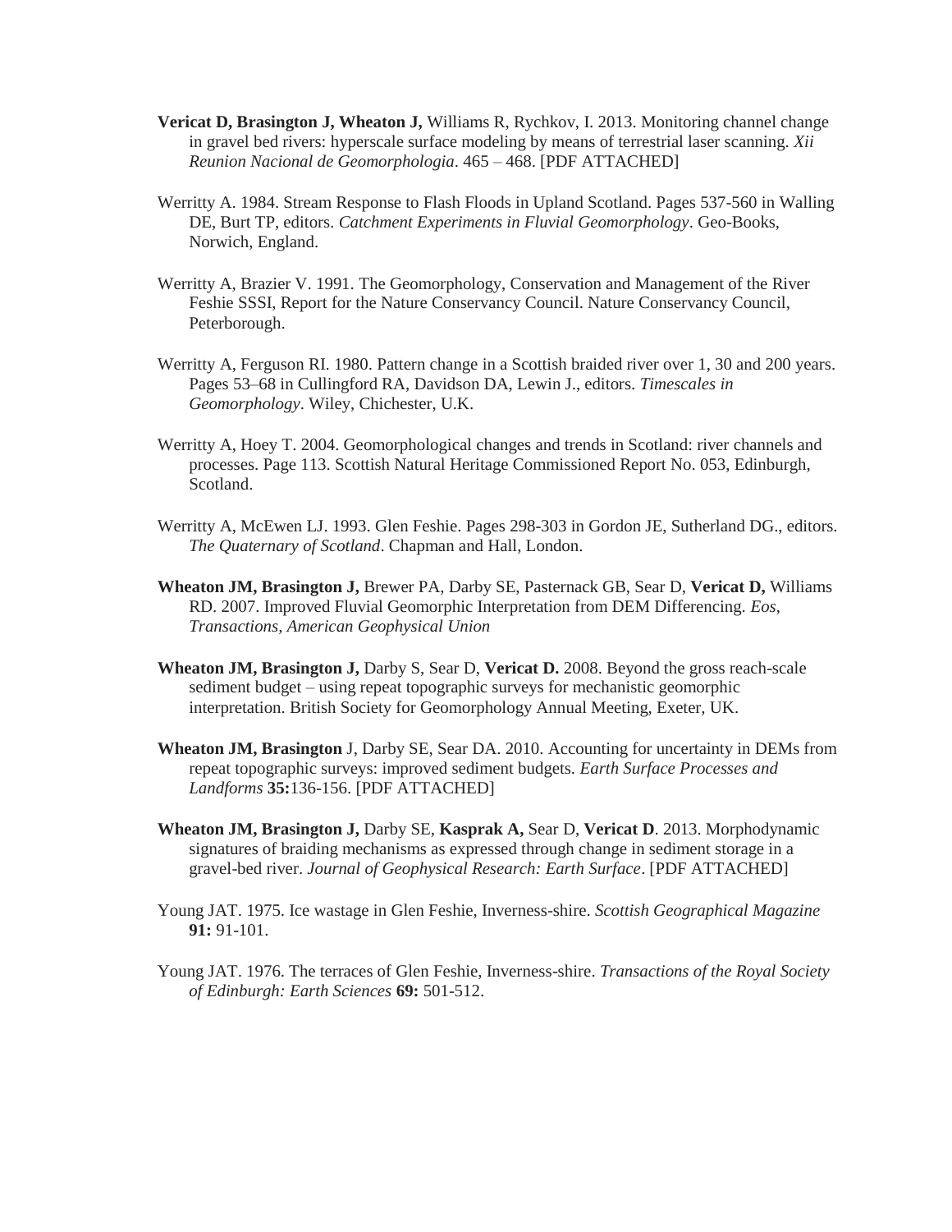**Vericat D, Brasington J, Wheaton J,** Williams R, Rychkov, I. 2013. Monitoring channel change in gravel bed rivers: hyperscale surface modeling by means of terrestrial laser scanning. *Xii Reunion Nacional de Geomorphologia*. 465 – 468. [PDF ATTACHED]

Werritty A. 1984. Stream Response to Flash Floods in Upland Scotland. Pages 537-560 in Walling DE, Burt TP, editors. *Catchment Experiments in Fluvial Geomorphology*. Geo-Books, Norwich, England.

Werritty A, Brazier V. 1991. The Geomorphology, Conservation and Management of the River Feshie SSSI, Report for the Nature Conservancy Council. Nature Conservancy Council, Peterborough.

Werritty A, Ferguson RI. 1980. Pattern change in a Scottish braided river over 1, 30 and 200 years. Pages 53–68 in Cullingford RA, Davidson DA, Lewin J., editors. *Timescales in Geomorphology*. Wiley, Chichester, U.K.

Werritty A, Hoey T. 2004. Geomorphological changes and trends in Scotland: river channels and processes. Page 113. Scottish Natural Heritage Commissioned Report No. 053, Edinburgh, Scotland.

Werritty A, McEwen LJ. 1993. Glen Feshie. Pages 298-303 in Gordon JE, Sutherland DG., editors. *The Quaternary of Scotland*. Chapman and Hall, London.

**Wheaton JM, Brasington J,** Brewer PA, Darby SE, Pasternack GB, Sear D, **Vericat D,** Williams RD. 2007. Improved Fluvial Geomorphic Interpretation from DEM Differencing. *Eos, Transactions, American Geophysical Union*

**Wheaton JM, Brasington J,** Darby S, Sear D, **Vericat D.** 2008. Beyond the gross reach-scale sediment budget – using repeat topographic surveys for mechanistic geomorphic interpretation. British Society for Geomorphology Annual Meeting, Exeter, UK.

**Wheaton JM, Brasington** J, Darby SE, Sear DA. 2010. Accounting for uncertainty in DEMs from repeat topographic surveys: improved sediment budgets. *Earth Surface Processes and Landforms* **35:**136-156. [PDF ATTACHED]

**Wheaton JM, Brasington J,** Darby SE, **Kasprak A,** Sear D, **Vericat D**. 2013. Morphodynamic signatures of braiding mechanisms as expressed through change in sediment storage in a gravel-bed river. *Journal of Geophysical Research: Earth Surface*. [PDF ATTACHED]

Young JAT. 1975. Ice wastage in Glen Feshie, Inverness-shire. *Scottish Geographical Magazine* **91:** 91-101.

Young JAT. 1976. The terraces of Glen Feshie, Inverness-shire. *Transactions of the Royal Society of Edinburgh: Earth Sciences* **69:** 501-512.